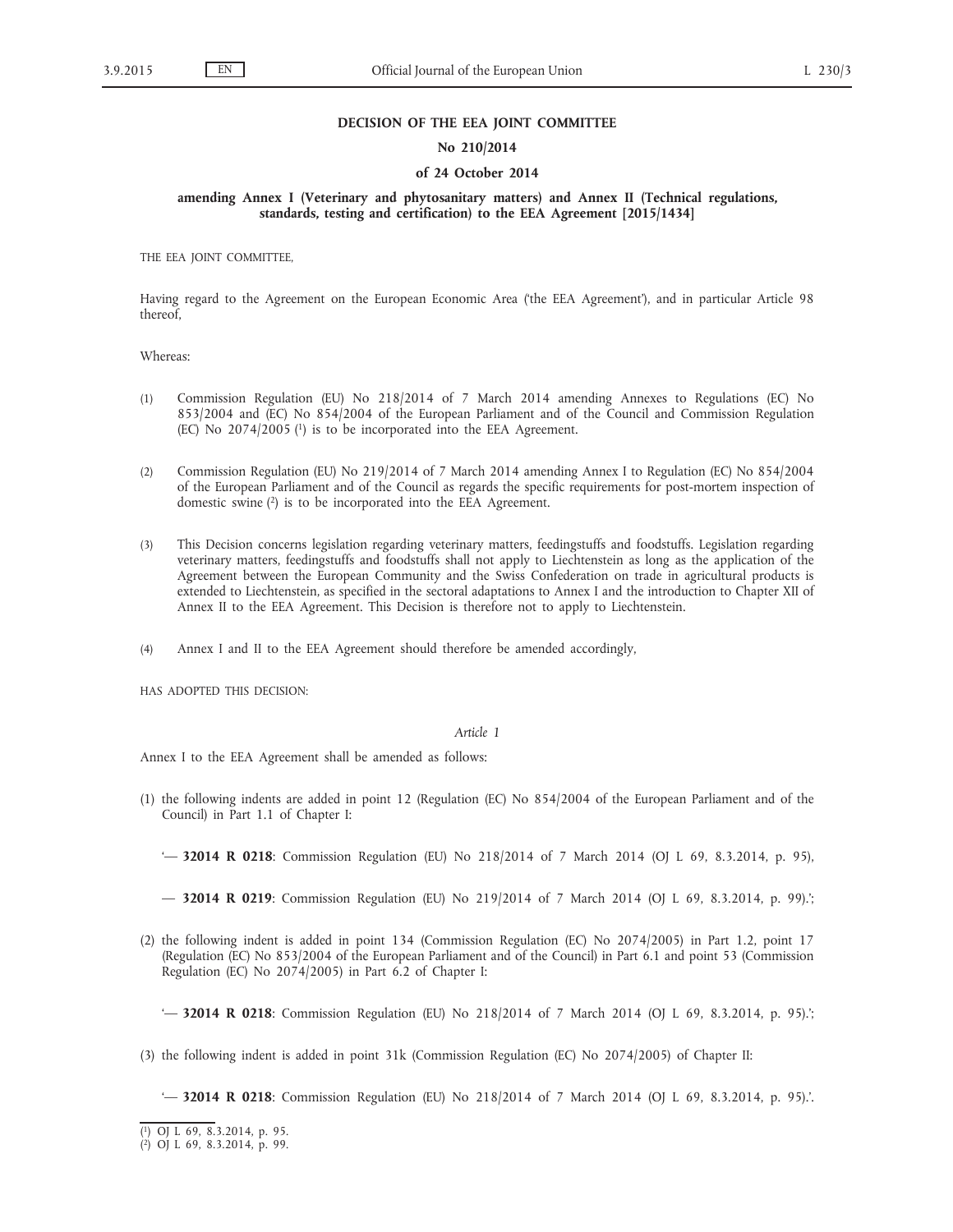**DECISION OF THE EEA JOINT COMMITTEE**

**No 210/2014**

**of 24 October 2014**

**amending Annex I (Veterinary and phytosanitary matters) and Annex II (Technical regulations, standards, testing and certification) to the EEA Agreement [2015/1434]**

THE EEA JOINT COMMITTEE,

Having regard to the Agreement on the European Economic Area ('the EEA Agreement'), and in particular Article 98 thereof,

Whereas:

(1) Commission Regulation (EU) No 218/2014 of 7 March 2014 amending Annexes to Regulations (EC) No 853/2004 and (EC) No 854/2004 of the European Parliament and of the Council and Commission Regulation (EC) No 2074/2005 [1] is to be incorporated into the EEA Agreement.

(2) Commission Regulation (EU) No 219/2014 of 7 March 2014 amending Annex I to Regulation (EC) No 854/2004 of the European Parliament and of the Council as regards the specific requirements for post-mortem inspection of domestic swine [2] is to be incorporated into the EEA Agreement.

(3) This Decision concerns legislation regarding veterinary matters, feedingstuffs and foodstuffs. Legislation regarding veterinary matters, feedingstuffs and foodstuffs shall not apply to Liechtenstein as long as the application of the Agreement between the European Community and the Swiss Confederation on trade in agricultural products is extended to Liechtenstein, as specified in the sectoral adaptations to Annex I and the introduction to Chapter XII of Annex II to the EEA Agreement. This Decision is therefore not to apply to Liechtenstein.

(4) Annex I and II to the EEA Agreement should therefore be amended accordingly,

HAS ADOPTED THIS DECISION:

*Article 1*

Annex I to the EEA Agreement shall be amended as follows:

(1) the following indents are added in point 12 (Regulation (EC) No 854/2004 of the European Parliament and of the Council) in Part 1.1 of Chapter I:

'— **32014 R 0218**: Commission Regulation (EU) No 218/2014 of 7 March 2014 (OJ L 69, 8.3.2014, p. 95),

— **32014 R 0219**: Commission Regulation (EU) No 219/2014 of 7 March 2014 (OJ L 69, 8.3.2014, p. 99).';

(2) the following indent is added in point 134 (Commission Regulation (EC) No 2074/2005) in Part 1.2, point 17 (Regulation (EC) No 853/2004 of the European Parliament and of the Council) in Part 6.1 and point 53 (Commission Regulation (EC) No 2074/2005) in Part 6.2 of Chapter I:

'— **32014 R 0218**: Commission Regulation (EU) No 218/2014 of 7 March 2014 (OJ L 69, 8.3.2014, p. 95).';

(3) the following indent is added in point 31k (Commission Regulation (EC) No 2074/2005) of Chapter II:

'— **32014 R 0218**: Commission Regulation (EU) No 218/2014 of 7 March 2014 (OJ L 69, 8.3.2014, p. 95).'.

[1] OJ L 69, 8.3.2014, p. 95.

[2] OJ L 69, 8.3.2014, p. 99.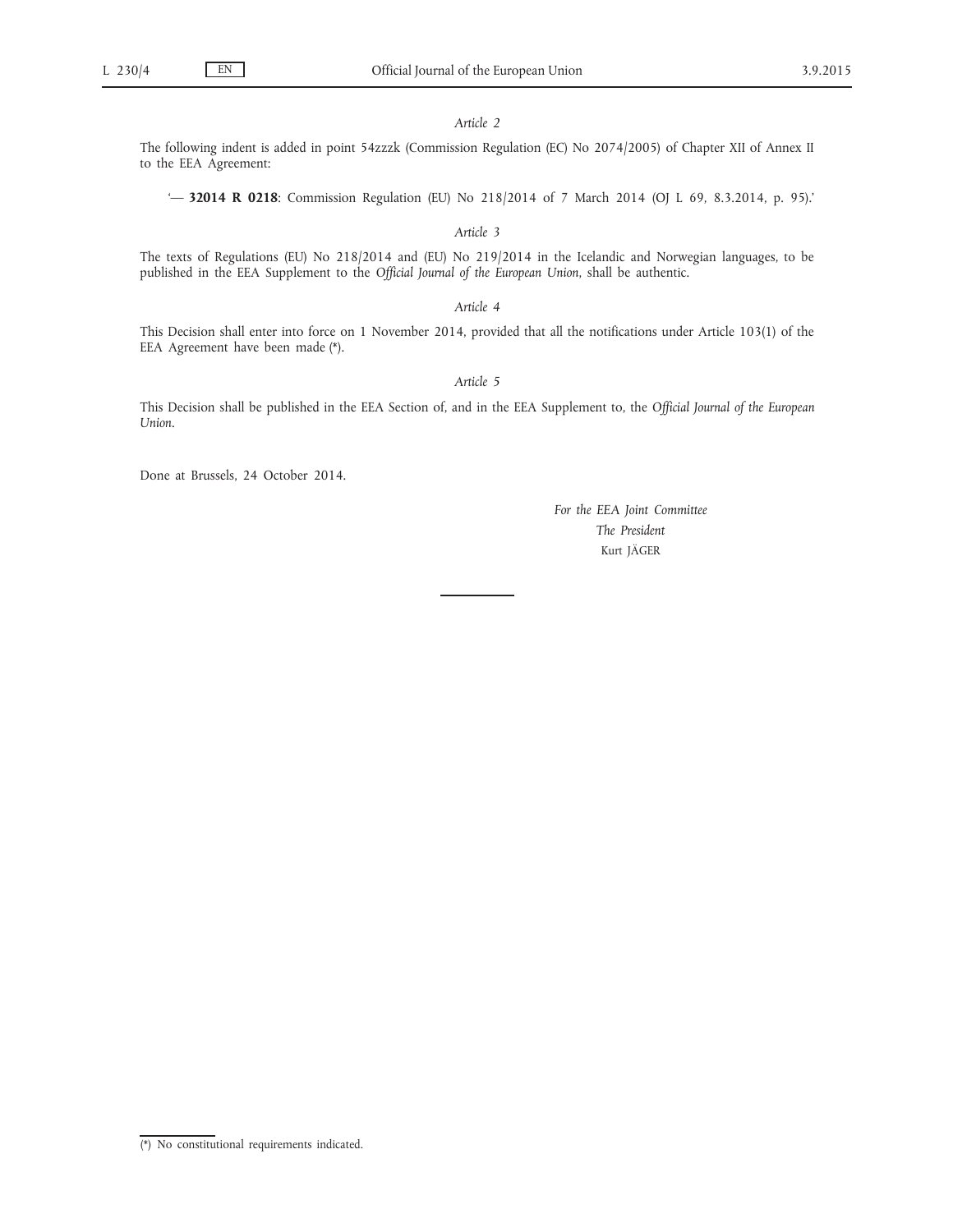*Article 2*

The following indent is added in point 54zzzk (Commission Regulation (EC) No 2074/2005) of Chapter XII of Annex II to the EEA Agreement:

'— **32014 R 0218**: Commission Regulation (EU) No 218/2014 of 7 March 2014 (OJ L 69, 8.3.2014, p. 95).'

*Article 3*

The texts of Regulations (EU) No 218/2014 and (EU) No 219/2014 in the Icelandic and Norwegian languages, to be published in the EEA Supplement to the *Official Journal of the European Union*, shall be authentic.

*Article 4*

This Decision shall enter into force on 1 November 2014, provided that all the notifications under Article 103(1) of the EEA Agreement have been made (*).

*Article 5*

This Decision shall be published in the EEA Section of, and in the EEA Supplement to, the *Official Journal of the European Union*.

Done at Brussels, 24 October 2014.

*For the EEA Joint Committee*

*The President*

Kurt JÄGER

---

(*) No constitutional requirements indicated.